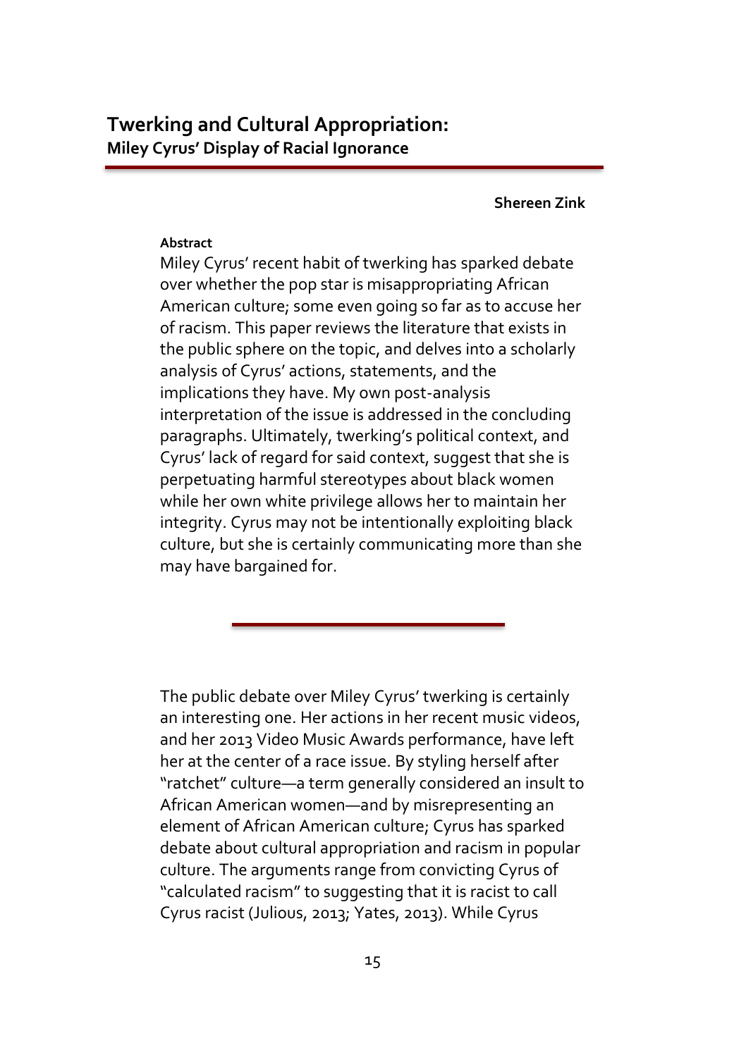# Twerking and Cultural Appropriation:
## Miley Cyrus' Display of Racial Ignorance

**Shereen Zink**

**Abstract**

Miley Cyrus' recent habit of twerking has sparked debate over whether the pop star is misappropriating African American culture; some even going so far as to accuse her of racism. This paper reviews the literature that exists in the public sphere on the topic, and delves into a scholarly analysis of Cyrus' actions, statements, and the implications they have. My own post-analysis interpretation of the issue is addressed in the concluding paragraphs. Ultimately, twerking's political context, and Cyrus' lack of regard for said context, suggest that she is perpetuating harmful stereotypes about black women while her own white privilege allows her to maintain her integrity. Cyrus may not be intentionally exploiting black culture, but she is certainly communicating more than she may have bargained for.

---

The public debate over Miley Cyrus' twerking is certainly an interesting one. Her actions in her recent music videos, and her 2013 Video Music Awards performance, have left her at the center of a race issue. By styling herself after "ratchet" culture—a term generally considered an insult to African American women—and by misrepresenting an element of African American culture; Cyrus has sparked debate about cultural appropriation and racism in popular culture. The arguments range from convicting Cyrus of "calculated racism" to suggesting that it is racist to call Cyrus racist (Julious, 2013; Yates, 2013). While Cyrus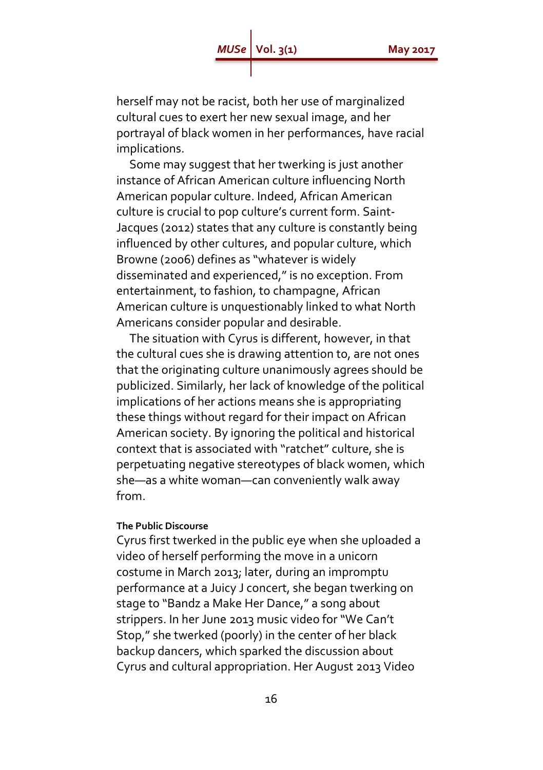herself may not be racist, both her use of marginalized cultural cues to exert her new sexual image, and her portrayal of black women in her performances, have racial implications.

Some may suggest that her twerking is just another instance of African American culture influencing North American popular culture. Indeed, African American culture is crucial to pop culture's current form. Saint-Jacques (2012) states that any culture is constantly being influenced by other cultures, and popular culture, which Browne (2006) defines as "whatever is widely disseminated and experienced," is no exception. From entertainment, to fashion, to champagne, African American culture is unquestionably linked to what North Americans consider popular and desirable.

The situation with Cyrus is different, however, in that the cultural cues she is drawing attention to, are not ones that the originating culture unanimously agrees should be publicized. Similarly, her lack of knowledge of the political implications of her actions means she is appropriating these things without regard for their impact on African American society. By ignoring the political and historical context that is associated with "ratchet" culture, she is perpetuating negative stereotypes of black women, which she—as a white woman—can conveniently walk away from.

#### The Public Discourse

Cyrus first twerked in the public eye when she uploaded a video of herself performing the move in a unicorn costume in March 2013; later, during an impromptu performance at a Juicy J concert, she began twerking on stage to "Bandz a Make Her Dance," a song about strippers. In her June 2013 music video for "We Can't Stop," she twerked (poorly) in the center of her black backup dancers, which sparked the discussion about Cyrus and cultural appropriation. Her August 2013 Video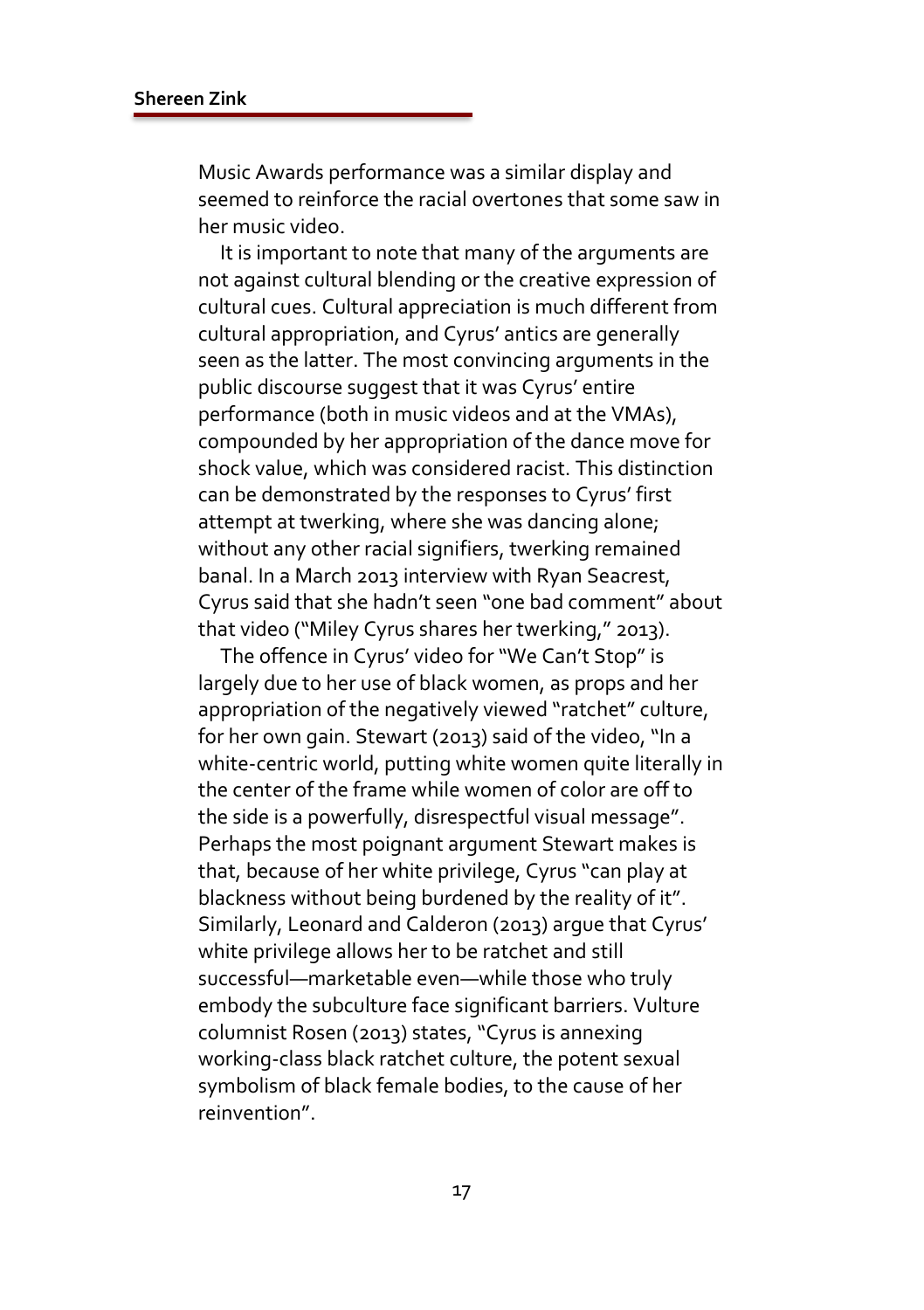Music Awards performance was a similar display and seemed to reinforce the racial overtones that some saw in her music video.

It is important to note that many of the arguments are not against cultural blending or the creative expression of cultural cues. Cultural appreciation is much different from cultural appropriation, and Cyrus' antics are generally seen as the latter. The most convincing arguments in the public discourse suggest that it was Cyrus' entire performance (both in music videos and at the VMAs), compounded by her appropriation of the dance move for shock value, which was considered racist. This distinction can be demonstrated by the responses to Cyrus' first attempt at twerking, where she was dancing alone; without any other racial signifiers, twerking remained banal. In a March 2013 interview with Ryan Seacrest, Cyrus said that she hadn't seen "one bad comment" about that video ("Miley Cyrus shares her twerking," 2013).

The offence in Cyrus' video for "We Can't Stop" is largely due to her use of black women, as props and her appropriation of the negatively viewed "ratchet" culture, for her own gain. Stewart (2013) said of the video, "In a white-centric world, putting white women quite literally in the center of the frame while women of color are off to the side is a powerfully, disrespectful visual message". Perhaps the most poignant argument Stewart makes is that, because of her white privilege, Cyrus "can play at blackness without being burdened by the reality of it". Similarly, Leonard and Calderon (2013) argue that Cyrus' white privilege allows her to be ratchet and still successful—marketable even—while those who truly embody the subculture face significant barriers. Vulture columnist Rosen (2013) states, "Cyrus is annexing working-class black ratchet culture, the potent sexual symbolism of black female bodies, to the cause of her reinvention".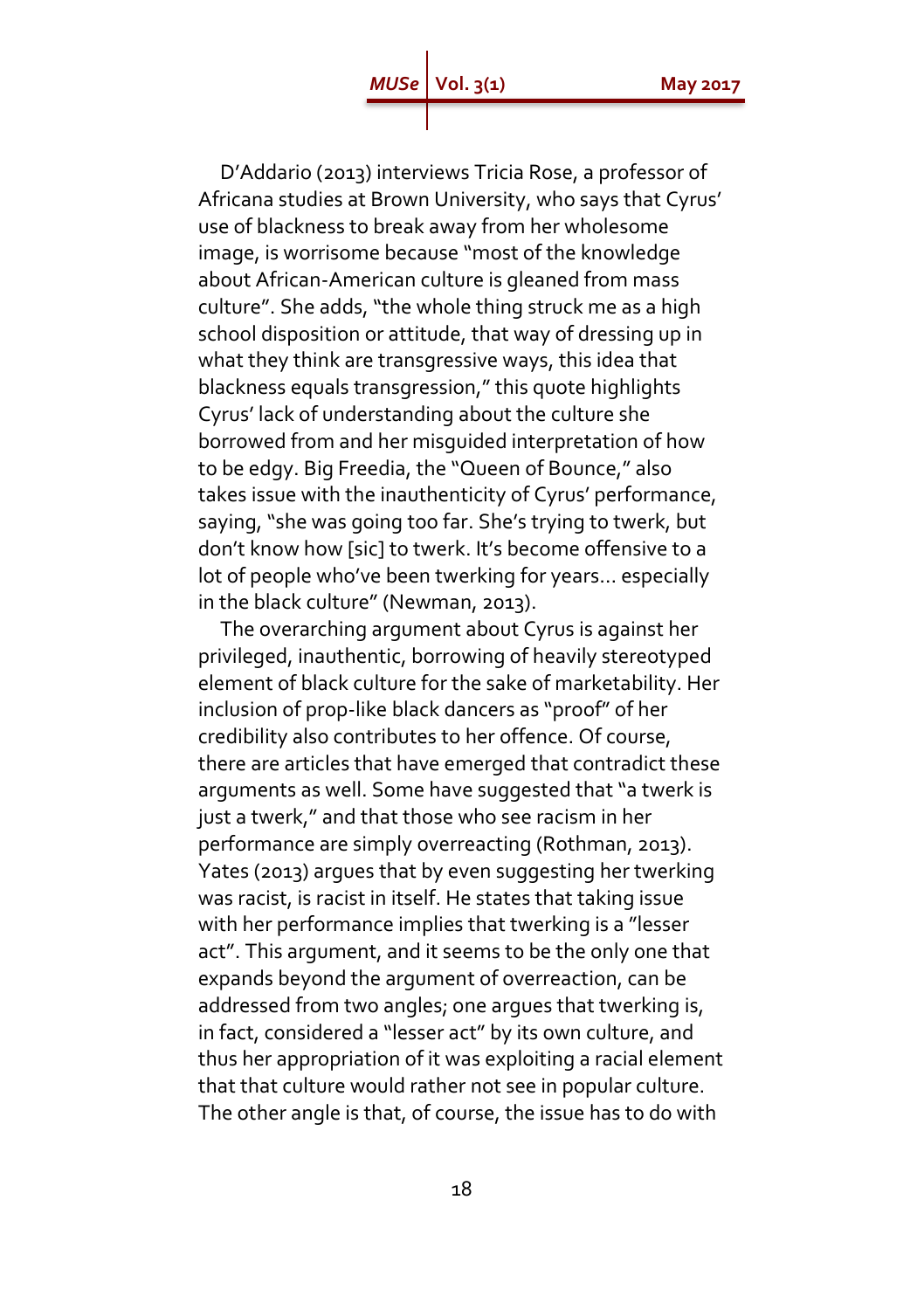D'Addario (2013) interviews Tricia Rose, a professor of Africana studies at Brown University, who says that Cyrus' use of blackness to break away from her wholesome image, is worrisome because "most of the knowledge about African-American culture is gleaned from mass culture". She adds, "the whole thing struck me as a high school disposition or attitude, that way of dressing up in what they think are transgressive ways, this idea that blackness equals transgression," this quote highlights Cyrus' lack of understanding about the culture she borrowed from and her misguided interpretation of how to be edgy. Big Freedia, the "Queen of Bounce," also takes issue with the inauthenticity of Cyrus' performance, saying, "she was going too far. She's trying to twerk, but don't know how [sic] to twerk. It's become offensive to a lot of people who've been twerking for years… especially in the black culture" (Newman, 2013).

The overarching argument about Cyrus is against her privileged, inauthentic, borrowing of heavily stereotyped element of black culture for the sake of marketability. Her inclusion of prop-like black dancers as "proof" of her credibility also contributes to her offence. Of course, there are articles that have emerged that contradict these arguments as well. Some have suggested that "a twerk is just a twerk," and that those who see racism in her performance are simply overreacting (Rothman, 2013). Yates (2013) argues that by even suggesting her twerking was racist, is racist in itself. He states that taking issue with her performance implies that twerking is a "lesser act". This argument, and it seems to be the only one that expands beyond the argument of overreaction, can be addressed from two angles; one argues that twerking is, in fact, considered a "lesser act" by its own culture, and thus her appropriation of it was exploiting a racial element that that culture would rather not see in popular culture. The other angle is that, of course, the issue has to do with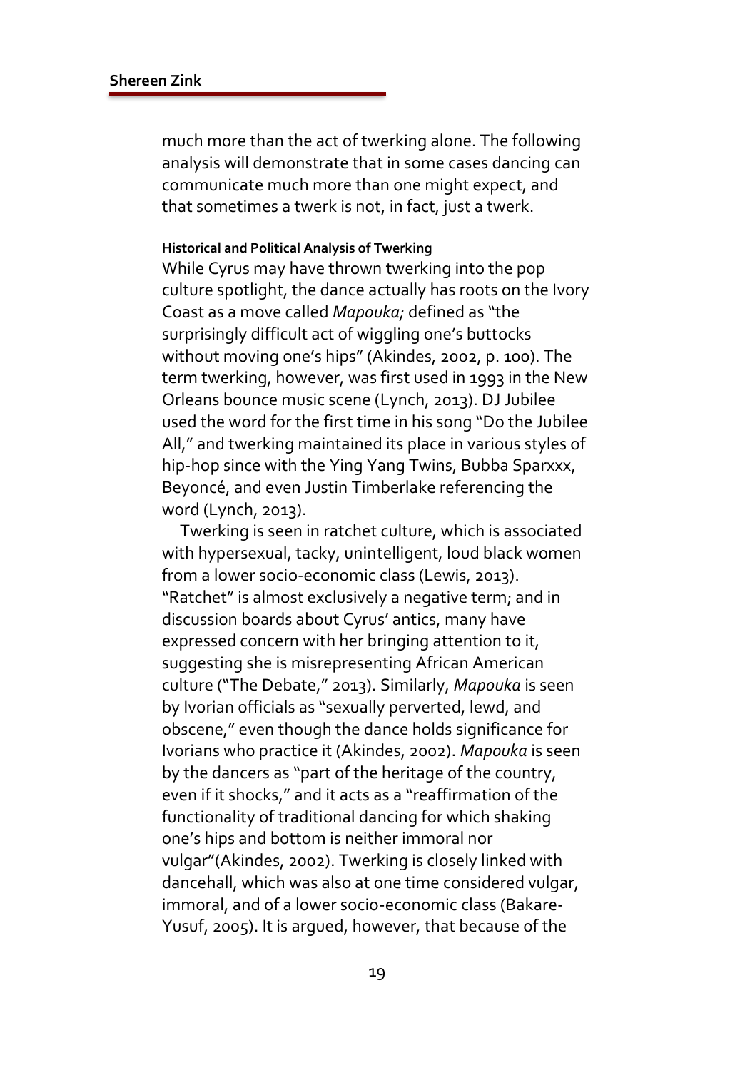much more than the act of twerking alone. The following analysis will demonstrate that in some cases dancing can communicate much more than one might expect, and that sometimes a twerk is not, in fact, just a twerk.

#### Historical and Political Analysis of Twerking

While Cyrus may have thrown twerking into the pop culture spotlight, the dance actually has roots on the Ivory Coast as a move called *Mapouka;* defined as "the surprisingly difficult act of wiggling one's buttocks without moving one's hips" (Akindes, 2002, p. 100). The term twerking, however, was first used in 1993 in the New Orleans bounce music scene (Lynch, 2013). DJ Jubilee used the word for the first time in his song "Do the Jubilee All," and twerking maintained its place in various styles of hip-hop since with the Ying Yang Twins, Bubba Sparxxx, Beyoncé, and even Justin Timberlake referencing the word (Lynch, 2013).

Twerking is seen in ratchet culture, which is associated with hypersexual, tacky, unintelligent, loud black women from a lower socio-economic class (Lewis, 2013). "Ratchet" is almost exclusively a negative term; and in discussion boards about Cyrus' antics, many have expressed concern with her bringing attention to it, suggesting she is misrepresenting African American culture ("The Debate," 2013). Similarly, *Mapouka* is seen by Ivorian officials as "sexually perverted, lewd, and obscene," even though the dance holds significance for Ivorians who practice it (Akindes, 2002). *Mapouka* is seen by the dancers as "part of the heritage of the country, even if it shocks," and it acts as a "reaffirmation of the functionality of traditional dancing for which shaking one's hips and bottom is neither immoral nor vulgar"(Akindes, 2002). Twerking is closely linked with dancehall, which was also at one time considered vulgar, immoral, and of a lower socio-economic class (Bakare-Yusuf, 2005). It is argued, however, that because of the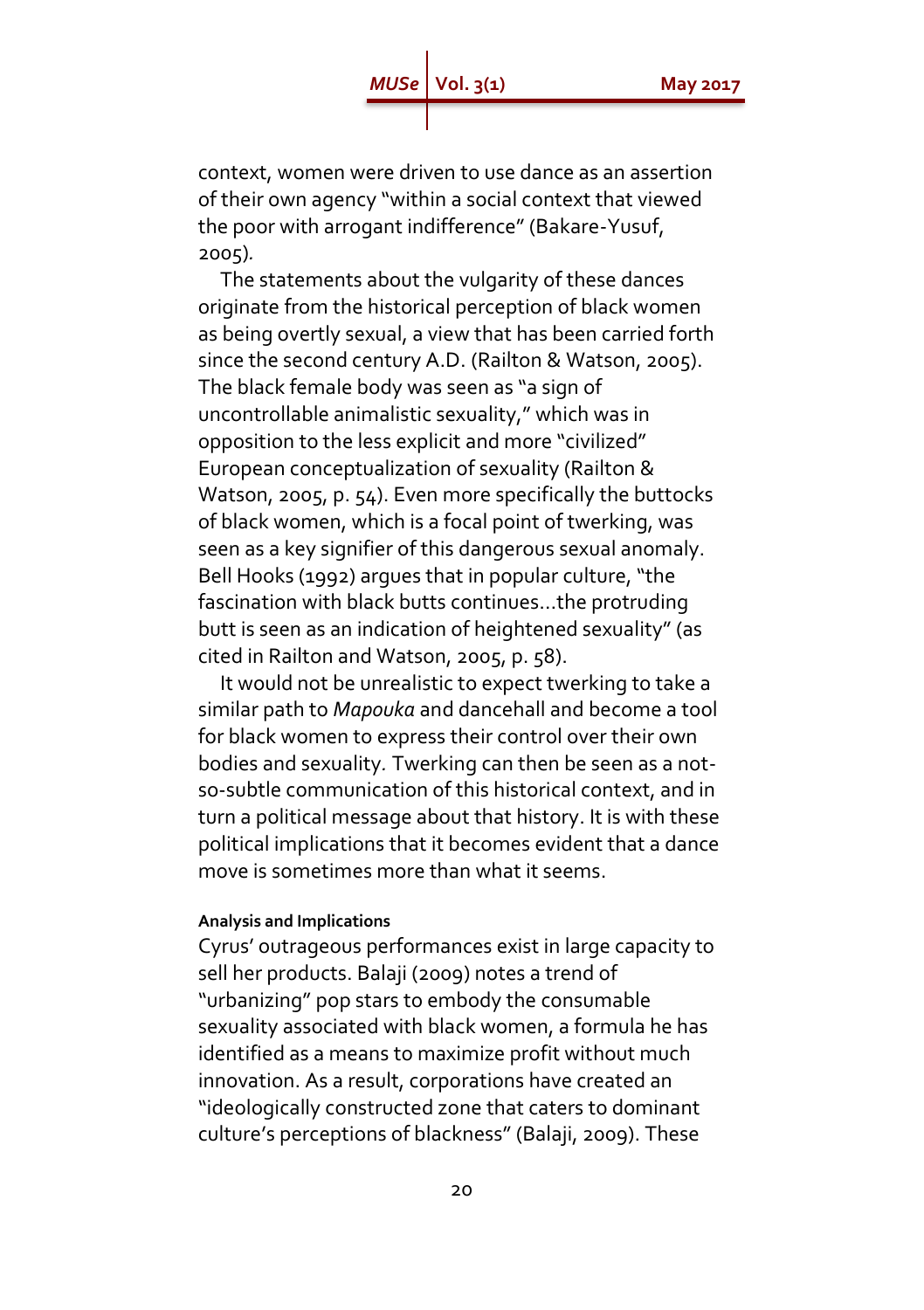context, women were driven to use dance as an assertion of their own agency "within a social context that viewed the poor with arrogant indifference" (Bakare-Yusuf, 2005).

The statements about the vulgarity of these dances originate from the historical perception of black women as being overtly sexual, a view that has been carried forth since the second century A.D. (Railton & Watson, 2005). The black female body was seen as "a sign of uncontrollable animalistic sexuality," which was in opposition to the less explicit and more "civilized" European conceptualization of sexuality (Railton & Watson, 2005, p. 54). Even more specifically the buttocks of black women, which is a focal point of twerking, was seen as a key signifier of this dangerous sexual anomaly. Bell Hooks (1992) argues that in popular culture, "the fascination with black butts continues…the protruding butt is seen as an indication of heightened sexuality" (as cited in Railton and Watson, 2005, p. 58).

It would not be unrealistic to expect twerking to take a similar path to *Mapouka* and dancehall and become a tool for black women to express their control over their own bodies and sexuality. Twerking can then be seen as a not-so-subtle communication of this historical context, and in turn a political message about that history. It is with these political implications that it becomes evident that a dance move is sometimes more than what it seems.

#### Analysis and Implications

Cyrus' outrageous performances exist in large capacity to sell her products. Balaji (2009) notes a trend of "urbanizing" pop stars to embody the consumable sexuality associated with black women, a formula he has identified as a means to maximize profit without much innovation. As a result, corporations have created an "ideologically constructed zone that caters to dominant culture's perceptions of blackness" (Balaji, 2009). These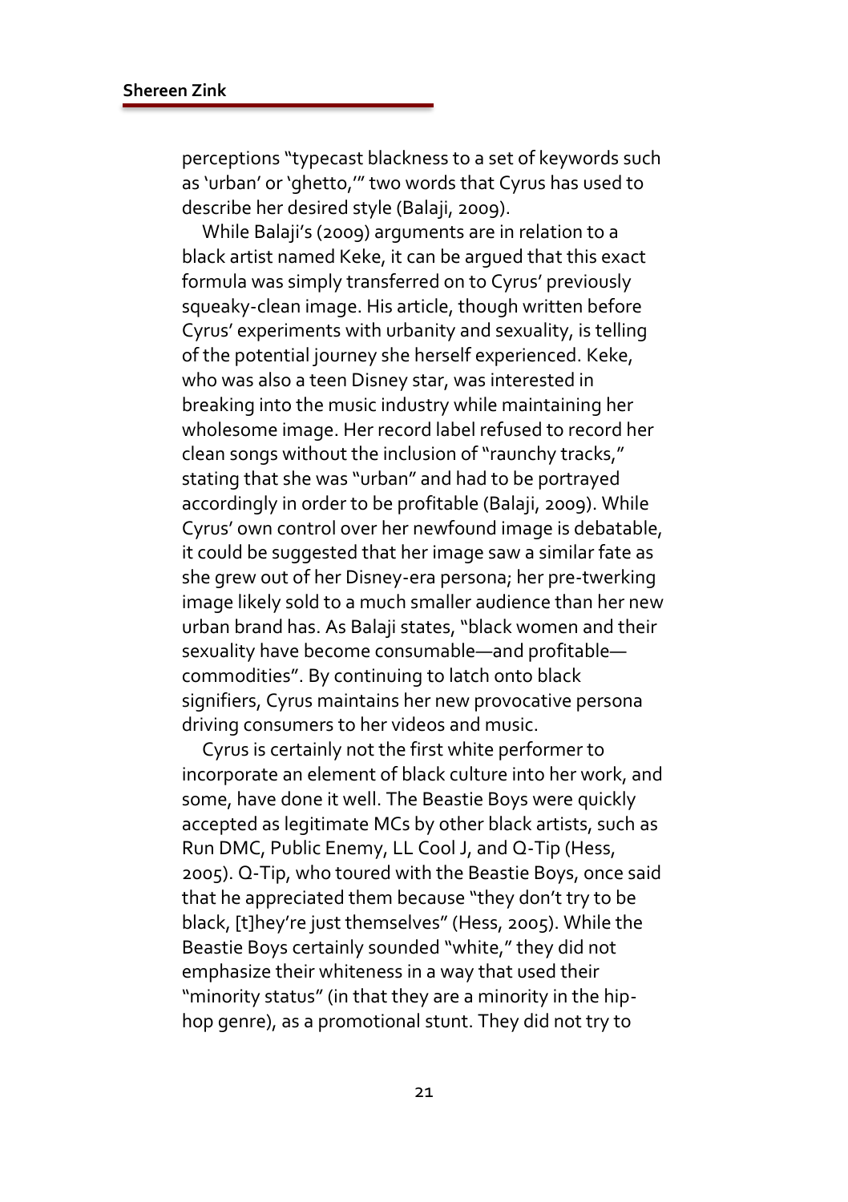perceptions "typecast blackness to a set of keywords such as 'urban' or 'ghetto,'" two words that Cyrus has used to describe her desired style (Balaji, 2009).

While Balaji's (2009) arguments are in relation to a black artist named Keke, it can be argued that this exact formula was simply transferred on to Cyrus' previously squeaky-clean image. His article, though written before Cyrus' experiments with urbanity and sexuality, is telling of the potential journey she herself experienced. Keke, who was also a teen Disney star, was interested in breaking into the music industry while maintaining her wholesome image. Her record label refused to record her clean songs without the inclusion of "raunchy tracks," stating that she was "urban" and had to be portrayed accordingly in order to be profitable (Balaji, 2009). While Cyrus' own control over her newfound image is debatable, it could be suggested that her image saw a similar fate as she grew out of her Disney-era persona; her pre-twerking image likely sold to a much smaller audience than her new urban brand has. As Balaji states, "black women and their sexuality have become consumable—and profitable—commodities". By continuing to latch onto black signifiers, Cyrus maintains her new provocative persona driving consumers to her videos and music.

Cyrus is certainly not the first white performer to incorporate an element of black culture into her work, and some, have done it well. The Beastie Boys were quickly accepted as legitimate MCs by other black artists, such as Run DMC, Public Enemy, LL Cool J, and Q-Tip (Hess, 2005). Q-Tip, who toured with the Beastie Boys, once said that he appreciated them because "they don't try to be black, [t]hey're just themselves" (Hess, 2005). While the Beastie Boys certainly sounded "white," they did not emphasize their whiteness in a way that used their "minority status" (in that they are a minority in the hip-hop genre), as a promotional stunt. They did not try to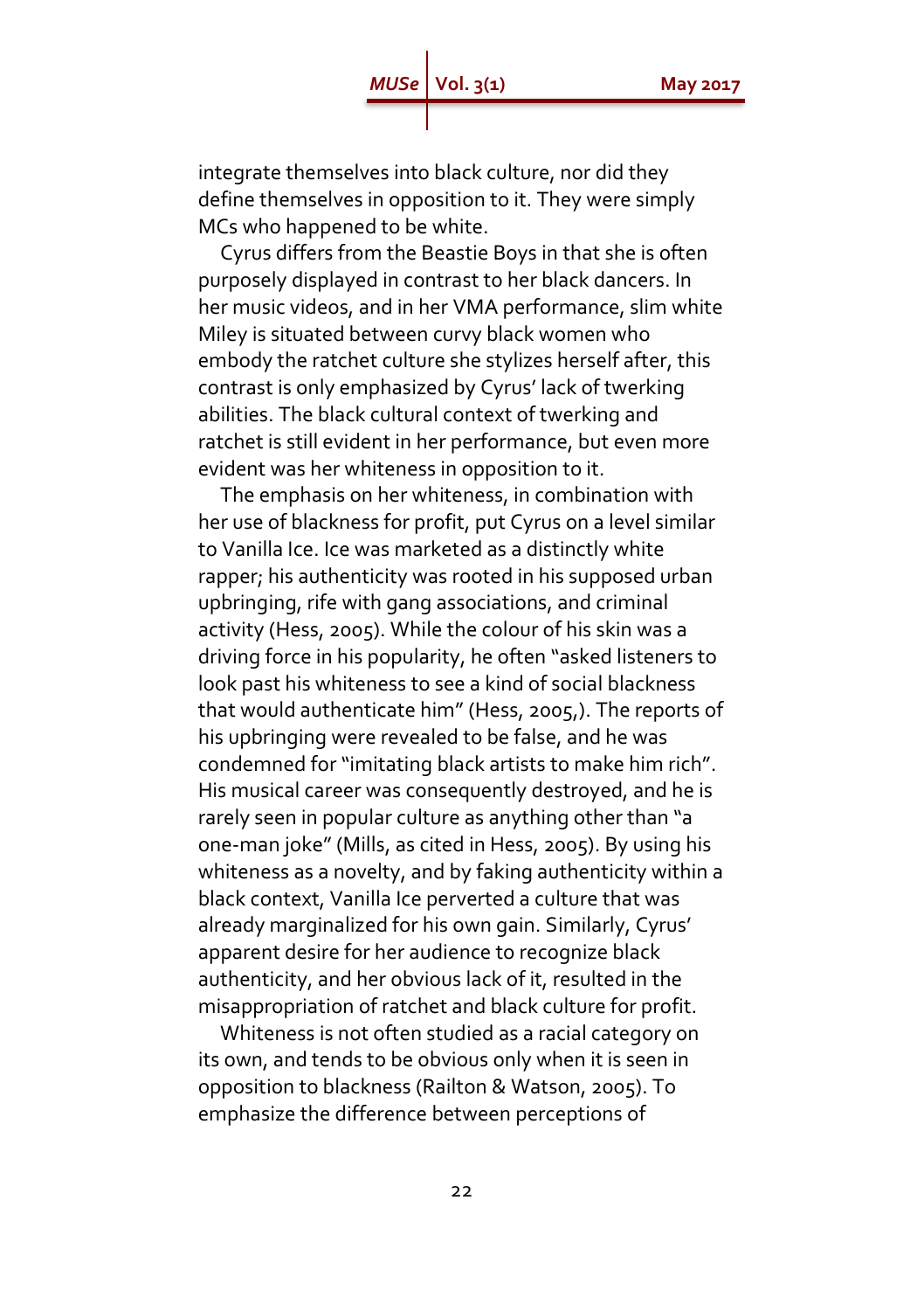integrate themselves into black culture, nor did they define themselves in opposition to it. They were simply MCs who happened to be white.

Cyrus differs from the Beastie Boys in that she is often purposely displayed in contrast to her black dancers. In her music videos, and in her VMA performance, slim white Miley is situated between curvy black women who embody the ratchet culture she stylizes herself after, this contrast is only emphasized by Cyrus' lack of twerking abilities. The black cultural context of twerking and ratchet is still evident in her performance, but even more evident was her whiteness in opposition to it.

The emphasis on her whiteness, in combination with her use of blackness for profit, put Cyrus on a level similar to Vanilla Ice. Ice was marketed as a distinctly white rapper; his authenticity was rooted in his supposed urban upbringing, rife with gang associations, and criminal activity (Hess, 2005). While the colour of his skin was a driving force in his popularity, he often "asked listeners to look past his whiteness to see a kind of social blackness that would authenticate him" (Hess, 2005,). The reports of his upbringing were revealed to be false, and he was condemned for "imitating black artists to make him rich". His musical career was consequently destroyed, and he is rarely seen in popular culture as anything other than "a one-man joke" (Mills, as cited in Hess, 2005). By using his whiteness as a novelty, and by faking authenticity within a black context, Vanilla Ice perverted a culture that was already marginalized for his own gain. Similarly, Cyrus' apparent desire for her audience to recognize black authenticity, and her obvious lack of it, resulted in the misappropriation of ratchet and black culture for profit.

Whiteness is not often studied as a racial category on its own, and tends to be obvious only when it is seen in opposition to blackness (Railton & Watson, 2005). To emphasize the difference between perceptions of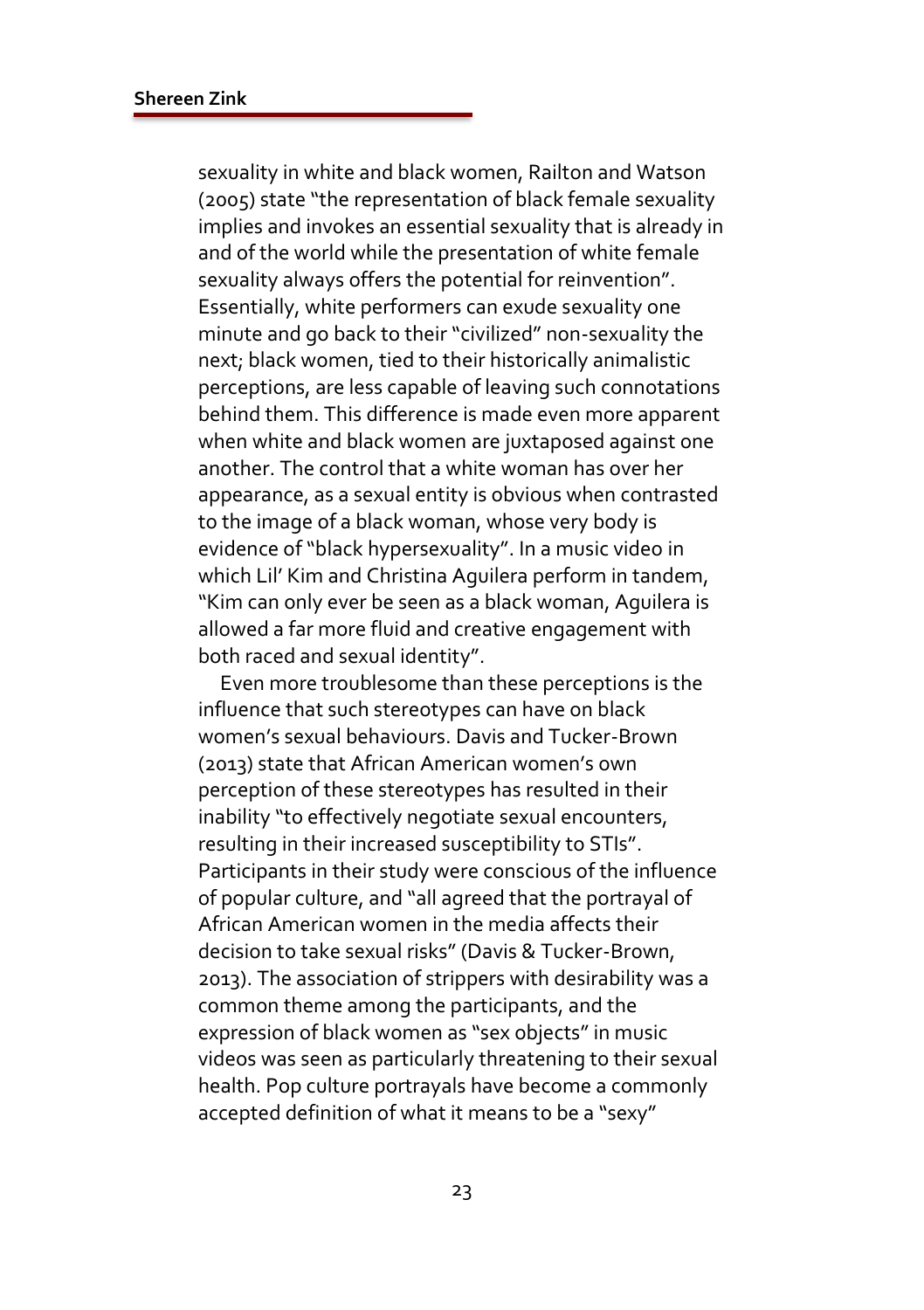sexuality in white and black women, Railton and Watson (2005) state "the representation of black female sexuality implies and invokes an essential sexuality that is already in and of the world while the presentation of white female sexuality always offers the potential for reinvention". Essentially, white performers can exude sexuality one minute and go back to their "civilized" non-sexuality the next; black women, tied to their historically animalistic perceptions, are less capable of leaving such connotations behind them. This difference is made even more apparent when white and black women are juxtaposed against one another. The control that a white woman has over her appearance, as a sexual entity is obvious when contrasted to the image of a black woman, whose very body is evidence of "black hypersexuality". In a music video in which Lil' Kim and Christina Aguilera perform in tandem, "Kim can only ever be seen as a black woman, Aguilera is allowed a far more fluid and creative engagement with both raced and sexual identity".

Even more troublesome than these perceptions is the influence that such stereotypes can have on black women's sexual behaviours. Davis and Tucker-Brown (2013) state that African American women's own perception of these stereotypes has resulted in their inability "to effectively negotiate sexual encounters, resulting in their increased susceptibility to STIs". Participants in their study were conscious of the influence of popular culture, and "all agreed that the portrayal of African American women in the media affects their decision to take sexual risks" (Davis & Tucker-Brown, 2013). The association of strippers with desirability was a common theme among the participants, and the expression of black women as "sex objects" in music videos was seen as particularly threatening to their sexual health. Pop culture portrayals have become a commonly accepted definition of what it means to be a "sexy"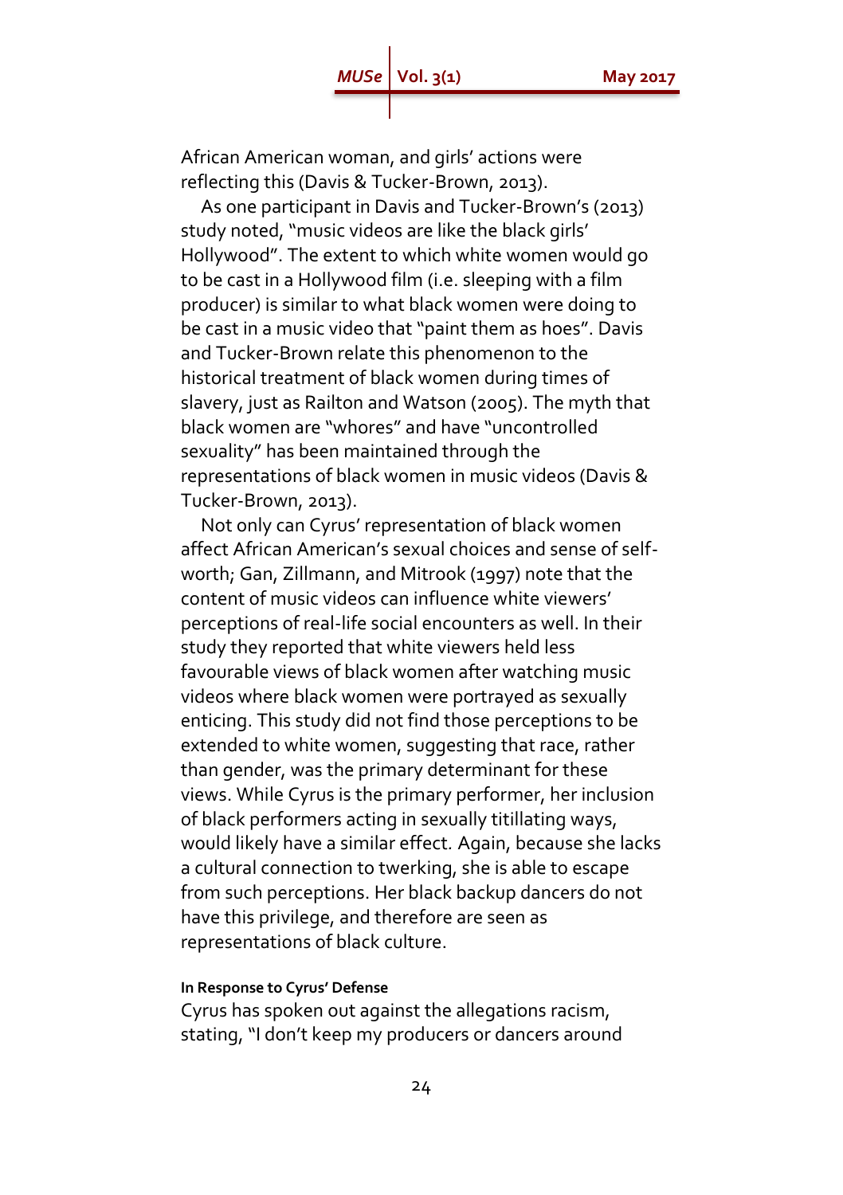African American woman, and girls' actions were reflecting this (Davis & Tucker-Brown, 2013).

As one participant in Davis and Tucker-Brown's (2013) study noted, "music videos are like the black girls' Hollywood". The extent to which white women would go to be cast in a Hollywood film (i.e. sleeping with a film producer) is similar to what black women were doing to be cast in a music video that "paint them as hoes". Davis and Tucker-Brown relate this phenomenon to the historical treatment of black women during times of slavery, just as Railton and Watson (2005). The myth that black women are "whores" and have "uncontrolled sexuality" has been maintained through the representations of black women in music videos (Davis & Tucker-Brown, 2013).

Not only can Cyrus' representation of black women affect African American's sexual choices and sense of self-worth; Gan, Zillmann, and Mitrook (1997) note that the content of music videos can influence white viewers' perceptions of real-life social encounters as well. In their study they reported that white viewers held less favourable views of black women after watching music videos where black women were portrayed as sexually enticing. This study did not find those perceptions to be extended to white women, suggesting that race, rather than gender, was the primary determinant for these views. While Cyrus is the primary performer, her inclusion of black performers acting in sexually titillating ways, would likely have a similar effect. Again, because she lacks a cultural connection to twerking, she is able to escape from such perceptions. Her black backup dancers do not have this privilege, and therefore are seen as representations of black culture.

#### In Response to Cyrus' Defense

Cyrus has spoken out against the allegations racism, stating, "I don't keep my producers or dancers around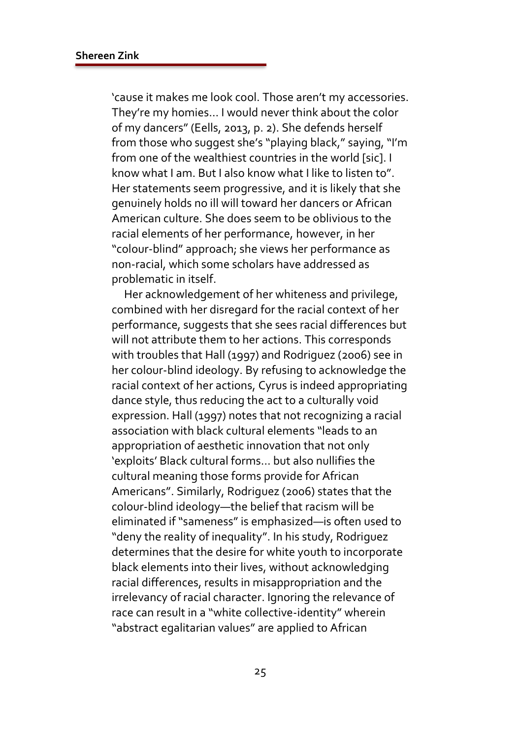'cause it makes me look cool. Those aren't my accessories. They're my homies… I would never think about the color of my dancers" (Eells, 2013, p. 2). She defends herself from those who suggest she's "playing black," saying, "I'm from one of the wealthiest countries in the world [sic]. I know what I am. But I also know what I like to listen to". Her statements seem progressive, and it is likely that she genuinely holds no ill will toward her dancers or African American culture. She does seem to be oblivious to the racial elements of her performance, however, in her "colour-blind" approach; she views her performance as non-racial, which some scholars have addressed as problematic in itself.

Her acknowledgement of her whiteness and privilege, combined with her disregard for the racial context of her performance, suggests that she sees racial differences but will not attribute them to her actions. This corresponds with troubles that Hall (1997) and Rodriguez (2006) see in her colour-blind ideology. By refusing to acknowledge the racial context of her actions, Cyrus is indeed appropriating dance style, thus reducing the act to a culturally void expression. Hall (1997) notes that not recognizing a racial association with black cultural elements "leads to an appropriation of aesthetic innovation that not only 'exploits' Black cultural forms… but also nullifies the cultural meaning those forms provide for African Americans". Similarly, Rodriguez (2006) states that the colour-blind ideology—the belief that racism will be eliminated if "sameness" is emphasized—is often used to "deny the reality of inequality". In his study, Rodriguez determines that the desire for white youth to incorporate black elements into their lives, without acknowledging racial differences, results in misappropriation and the irrelevancy of racial character. Ignoring the relevance of race can result in a "white collective-identity" wherein "abstract egalitarian values" are applied to African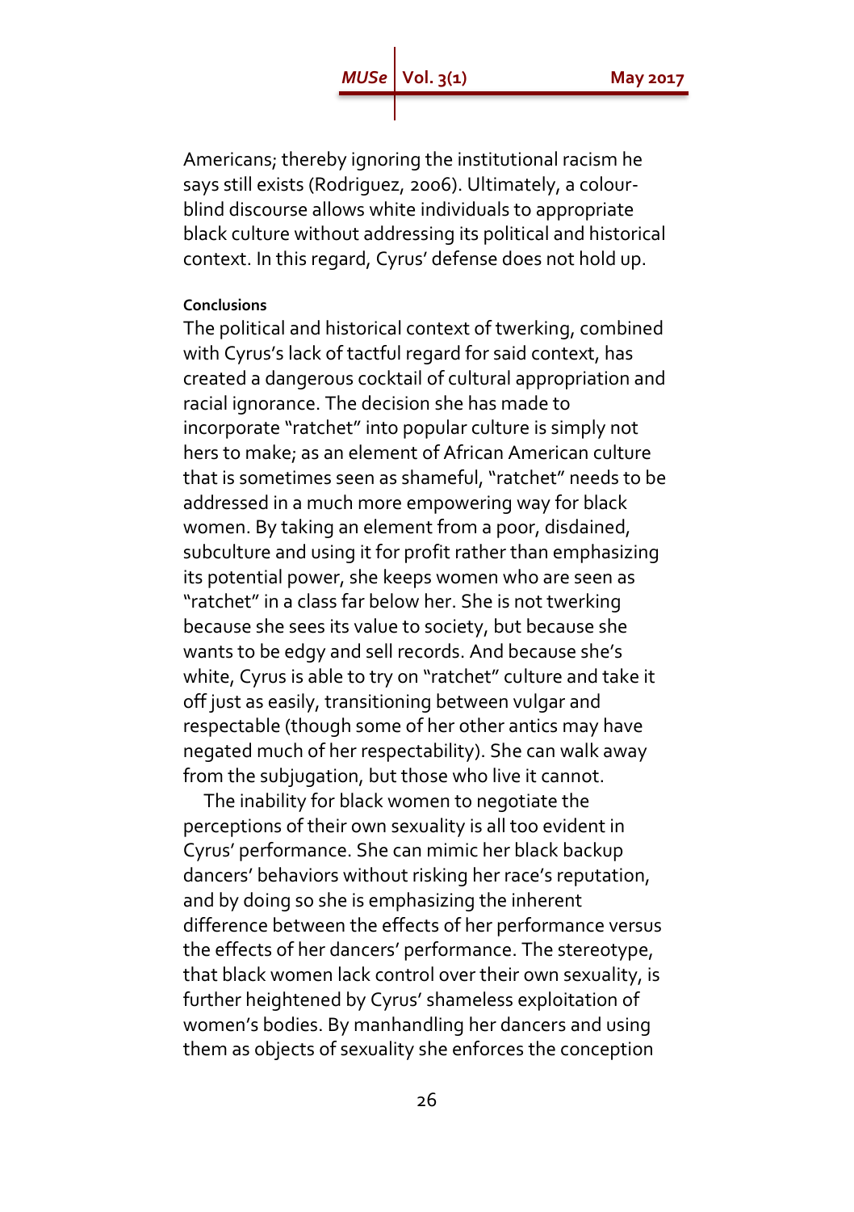Americans; thereby ignoring the institutional racism he says still exists (Rodriguez, 2006). Ultimately, a colour-blind discourse allows white individuals to appropriate black culture without addressing its political and historical context. In this regard, Cyrus' defense does not hold up.

#### Conclusions

The political and historical context of twerking, combined with Cyrus's lack of tactful regard for said context, has created a dangerous cocktail of cultural appropriation and racial ignorance. The decision she has made to incorporate "ratchet" into popular culture is simply not hers to make; as an element of African American culture that is sometimes seen as shameful, "ratchet" needs to be addressed in a much more empowering way for black women. By taking an element from a poor, disdained, subculture and using it for profit rather than emphasizing its potential power, she keeps women who are seen as "ratchet" in a class far below her. She is not twerking because she sees its value to society, but because she wants to be edgy and sell records. And because she's white, Cyrus is able to try on "ratchet" culture and take it off just as easily, transitioning between vulgar and respectable (though some of her other antics may have negated much of her respectability). She can walk away from the subjugation, but those who live it cannot.

The inability for black women to negotiate the perceptions of their own sexuality is all too evident in Cyrus' performance. She can mimic her black backup dancers' behaviors without risking her race's reputation, and by doing so she is emphasizing the inherent difference between the effects of her performance versus the effects of her dancers' performance. The stereotype, that black women lack control over their own sexuality, is further heightened by Cyrus' shameless exploitation of women's bodies. By manhandling her dancers and using them as objects of sexuality she enforces the conception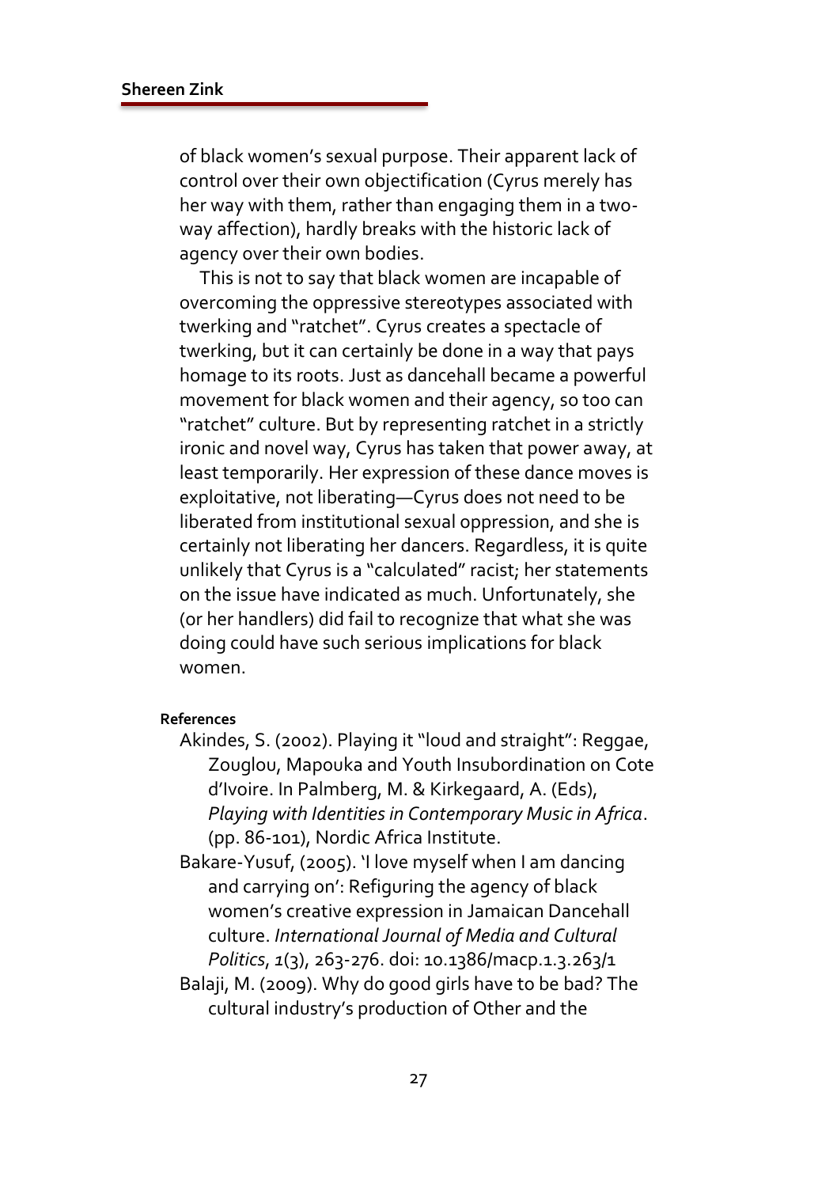of black women's sexual purpose. Their apparent lack of control over their own objectification (Cyrus merely has her way with them, rather than engaging them in a two-way affection), hardly breaks with the historic lack of agency over their own bodies.

This is not to say that black women are incapable of overcoming the oppressive stereotypes associated with twerking and "ratchet". Cyrus creates a spectacle of twerking, but it can certainly be done in a way that pays homage to its roots. Just as dancehall became a powerful movement for black women and their agency, so too can "ratchet" culture. But by representing ratchet in a strictly ironic and novel way, Cyrus has taken that power away, at least temporarily. Her expression of these dance moves is exploitative, not liberating—Cyrus does not need to be liberated from institutional sexual oppression, and she is certainly not liberating her dancers. Regardless, it is quite unlikely that Cyrus is a "calculated" racist; her statements on the issue have indicated as much. Unfortunately, she (or her handlers) did fail to recognize that what she was doing could have such serious implications for black women.

**References**

Akindes, S. (2002). Playing it "loud and straight": Reggae, Zouglou, Mapouka and Youth Insubordination on Cote d'Ivoire. In Palmberg, M. & Kirkegaard, A. (Eds), *Playing with Identities in Contemporary Music in Africa*. (pp. 86-101), Nordic Africa Institute.

Bakare-Yusuf, (2005). 'I love myself when I am dancing and carrying on': Refiguring the agency of black women's creative expression in Jamaican Dancehall culture. *International Journal of Media and Cultural Politics*, *1*(3), 263-276. doi: 10.1386/macp.1.3.263/1

Balaji, M. (2009). Why do good girls have to be bad? The cultural industry's production of Other and the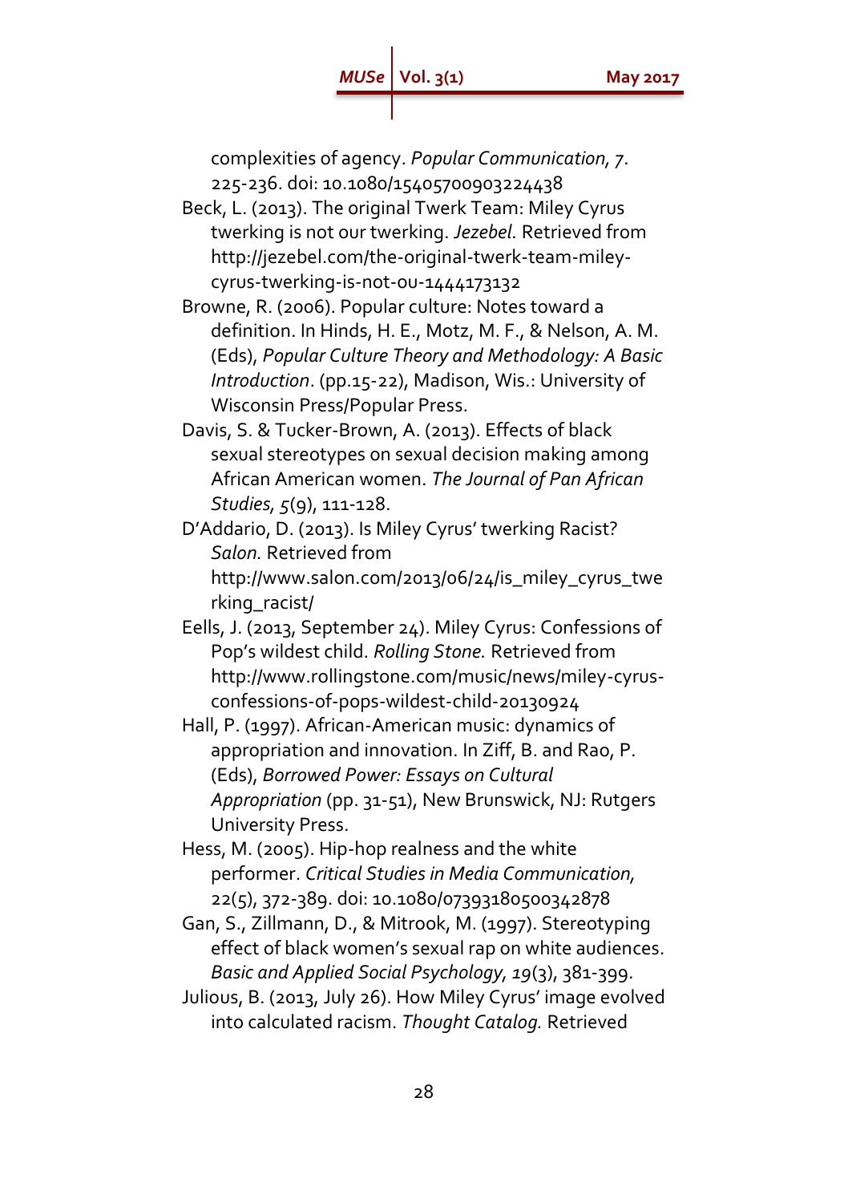complexities of agency. *Popular Communication, 7*. 225-236. doi: 10.1080/15405700903224438

Beck, L. (2013). The original Twerk Team: Miley Cyrus twerking is not our twerking. *Jezebel.* Retrieved from http://jezebel.com/the-original-twerk-team-miley-cyrus-twerking-is-not-ou-1444173132

Browne, R. (2006). Popular culture: Notes toward a definition. In Hinds, H. E., Motz, M. F., & Nelson, A. M. (Eds), *Popular Culture Theory and Methodology: A Basic Introduction*. (pp.15-22), Madison, Wis.: University of Wisconsin Press/Popular Press.

Davis, S. & Tucker-Brown, A. (2013). Effects of black sexual stereotypes on sexual decision making among African American women. *The Journal of Pan African Studies, 5*(9), 111-128.

D'Addario, D. (2013). Is Miley Cyrus' twerking Racist? *Salon.* Retrieved from http://www.salon.com/2013/06/24/is_miley_cyrus_twerking_racist/

Eells, J. (2013, September 24). Miley Cyrus: Confessions of Pop's wildest child. *Rolling Stone.* Retrieved from http://www.rollingstone.com/music/news/miley-cyrus-confessions-of-pops-wildest-child-20130924

Hall, P. (1997). African-American music: dynamics of appropriation and innovation. In Ziff, B. and Rao, P. (Eds), *Borrowed Power: Essays on Cultural Appropriation* (pp. 31-51), New Brunswick, NJ: Rutgers University Press.

Hess, M. (2005). Hip-hop realness and the white performer. *Critical Studies in Media Communication,* 22(5), 372-389. doi: 10.1080/07393180500342878

Gan, S., Zillmann, D., & Mitrook, M. (1997). Stereotyping effect of black women's sexual rap on white audiences. *Basic and Applied Social Psychology, 19*(3), 381-399.

Julious, B. (2013, July 26). How Miley Cyrus' image evolved into calculated racism. *Thought Catalog.* Retrieved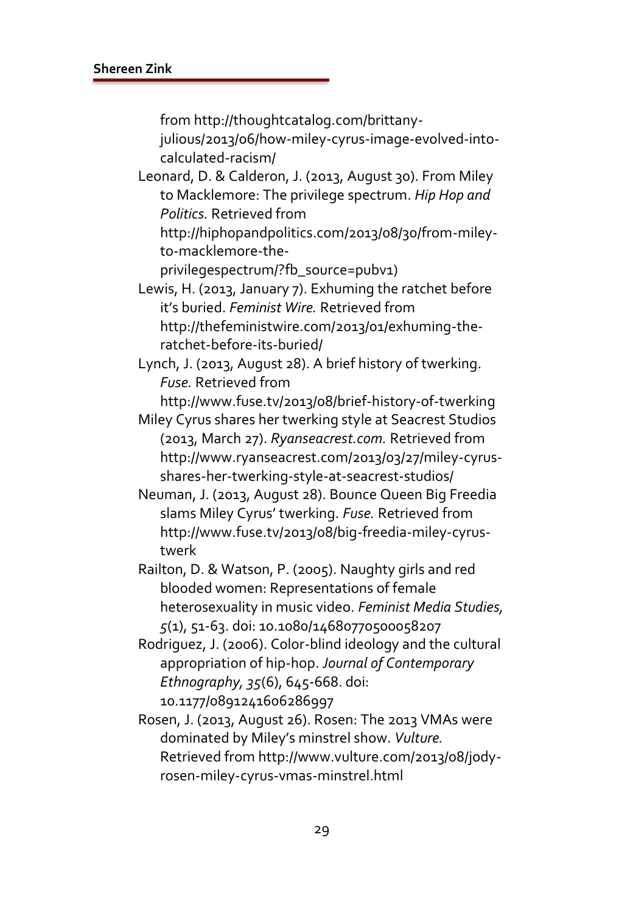from http://thoughtcatalog.com/brittany-julious/2013/06/how-miley-cyrus-image-evolved-into-calculated-racism/

Leonard, D. & Calderon, J. (2013, August 30). From Miley to Macklemore: The privilege spectrum. *Hip Hop and Politics.* Retrieved from http://hiphopandpolitics.com/2013/08/30/from-miley-to-macklemore-the-privilegespectrum/?fb_source=pubv1)

Lewis, H. (2013, January 7). Exhuming the ratchet before it's buried. *Feminist Wire.* Retrieved from http://thefeministwire.com/2013/01/exhuming-the-ratchet-before-its-buried/

Lynch, J. (2013, August 28). A brief history of twerking. *Fuse.* Retrieved from http://www.fuse.tv/2013/08/brief-history-of-twerking

Miley Cyrus shares her twerking style at Seacrest Studios (2013, March 27). *Ryanseacrest.com.* Retrieved from http://www.ryanseacrest.com/2013/03/27/miley-cyrus-shares-her-twerking-style-at-seacrest-studios/

Neuman, J. (2013, August 28). Bounce Queen Big Freedia slams Miley Cyrus' twerking. *Fuse.* Retrieved from http://www.fuse.tv/2013/08/big-freedia-miley-cyrus-twerk

Railton, D. & Watson, P. (2005). Naughty girls and red blooded women: Representations of female heterosexuality in music video. *Feminist Media Studies, 5*(1), 51-63. doi: 10.1080/14680770500058207

Rodriguez, J. (2006). Color-blind ideology and the cultural appropriation of hip-hop. *Journal of Contemporary Ethnography, 35*(6), 645-668. doi: 10.1177/0891241606286997

Rosen, J. (2013, August 26). Rosen: The 2013 VMAs were dominated by Miley's minstrel show. *Vulture.* Retrieved from http://www.vulture.com/2013/08/jody-rosen-miley-cyrus-vmas-minstrel.html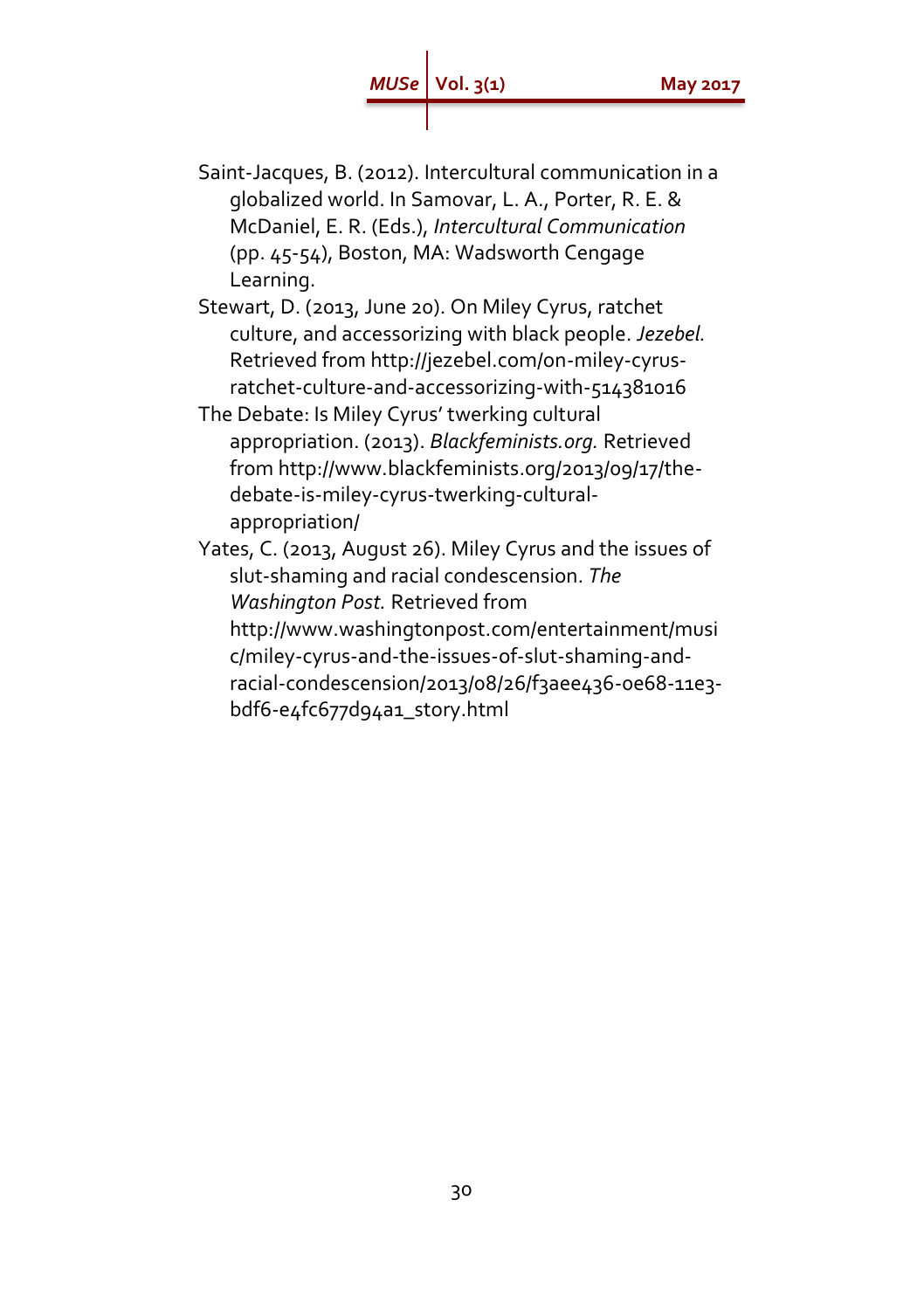Saint-Jacques, B. (2012). Intercultural communication in a globalized world. In Samovar, L. A., Porter, R. E. & McDaniel, E. R. (Eds.), *Intercultural Communication* (pp. 45-54), Boston, MA: Wadsworth Cengage Learning.

Stewart, D. (2013, June 20). On Miley Cyrus, ratchet culture, and accessorizing with black people. *Jezebel.* Retrieved from http://jezebel.com/on-miley-cyrus-ratchet-culture-and-accessorizing-with-514381016

The Debate: Is Miley Cyrus' twerking cultural appropriation. (2013). *Blackfeminists.org.* Retrieved from http://www.blackfeminists.org/2013/09/17/the-debate-is-miley-cyrus-twerking-cultural-appropriation/

Yates, C. (2013, August 26). Miley Cyrus and the issues of slut-shaming and racial condescension. *The Washington Post.* Retrieved from http://www.washingtonpost.com/entertainment/music/miley-cyrus-and-the-issues-of-slut-shaming-and-racial-condescension/2013/08/26/f3aee436-0e68-11e3-bdf6-e4fc677d94a1_story.html